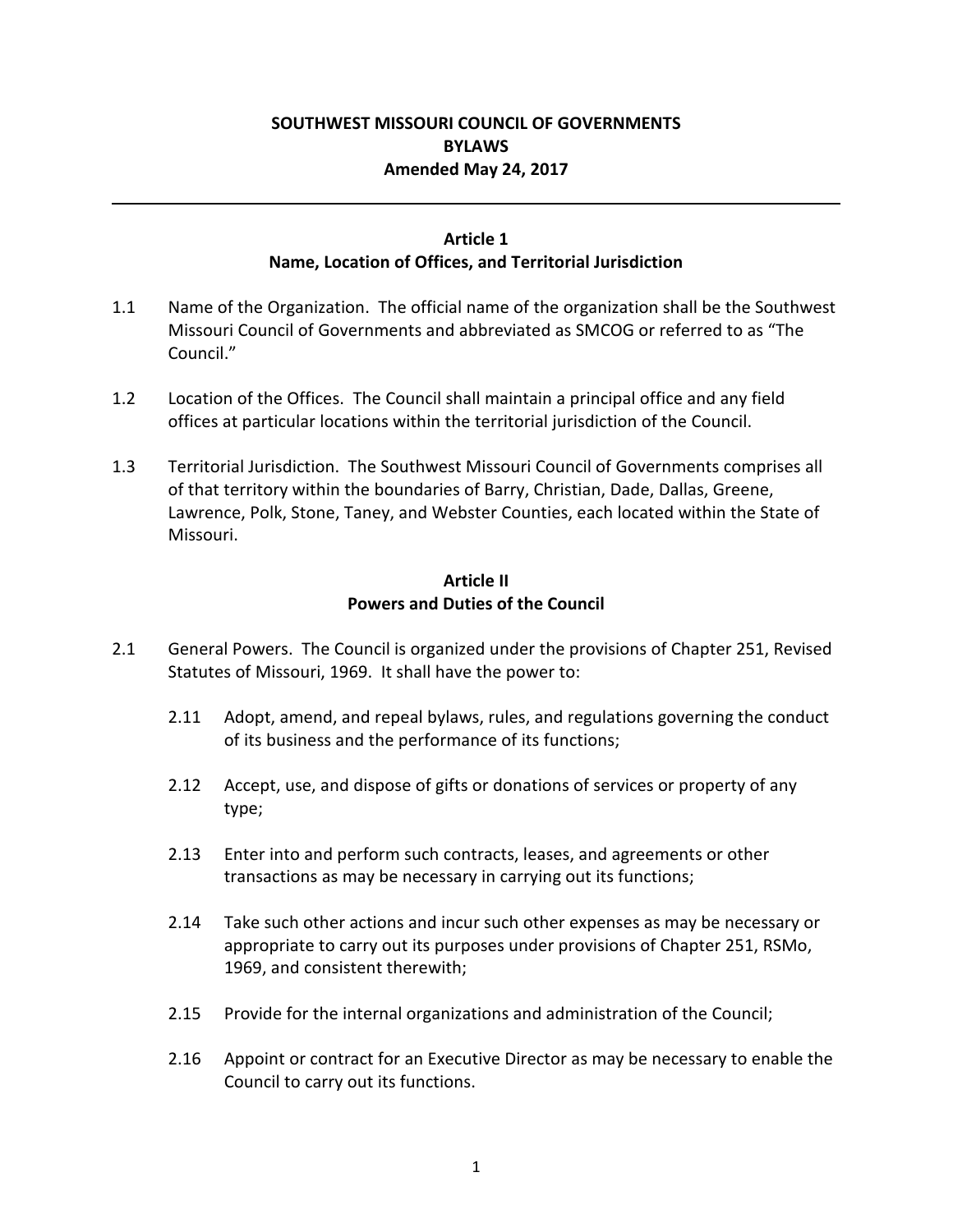# SOUTHWEST MISSOURI COUNCIL OF GOVERNMENTS
# BYLAWS
**Amended May 24, 2017**

---

## Article 1
## Name, Location of Offices, and Territorial Jurisdiction

1.1 Name of the Organization. The official name of the organization shall be the Southwest Missouri Council of Governments and abbreviated as SMCOG or referred to as "The Council."

1.2 Location of the Offices. The Council shall maintain a principal office and any field offices at particular locations within the territorial jurisdiction of the Council.

1.3 Territorial Jurisdiction. The Southwest Missouri Council of Governments comprises all of that territory within the boundaries of Barry, Christian, Dade, Dallas, Greene, Lawrence, Polk, Stone, Taney, and Webster Counties, each located within the State of Missouri.

## Article II
## Powers and Duties of the Council

2.1 General Powers. The Council is organized under the provisions of Chapter 251, Revised Statutes of Missouri, 1969. It shall have the power to:

- 2.11 Adopt, amend, and repeal bylaws, rules, and regulations governing the conduct of its business and the performance of its functions;
- 2.12 Accept, use, and dispose of gifts or donations of services or property of any type;
- 2.13 Enter into and perform such contracts, leases, and agreements or other transactions as may be necessary in carrying out its functions;
- 2.14 Take such other actions and incur such other expenses as may be necessary or appropriate to carry out its purposes under provisions of Chapter 251, RSMo, 1969, and consistent therewith;
- 2.15 Provide for the internal organizations and administration of the Council;
- 2.16 Appoint or contract for an Executive Director as may be necessary to enable the Council to carry out its functions.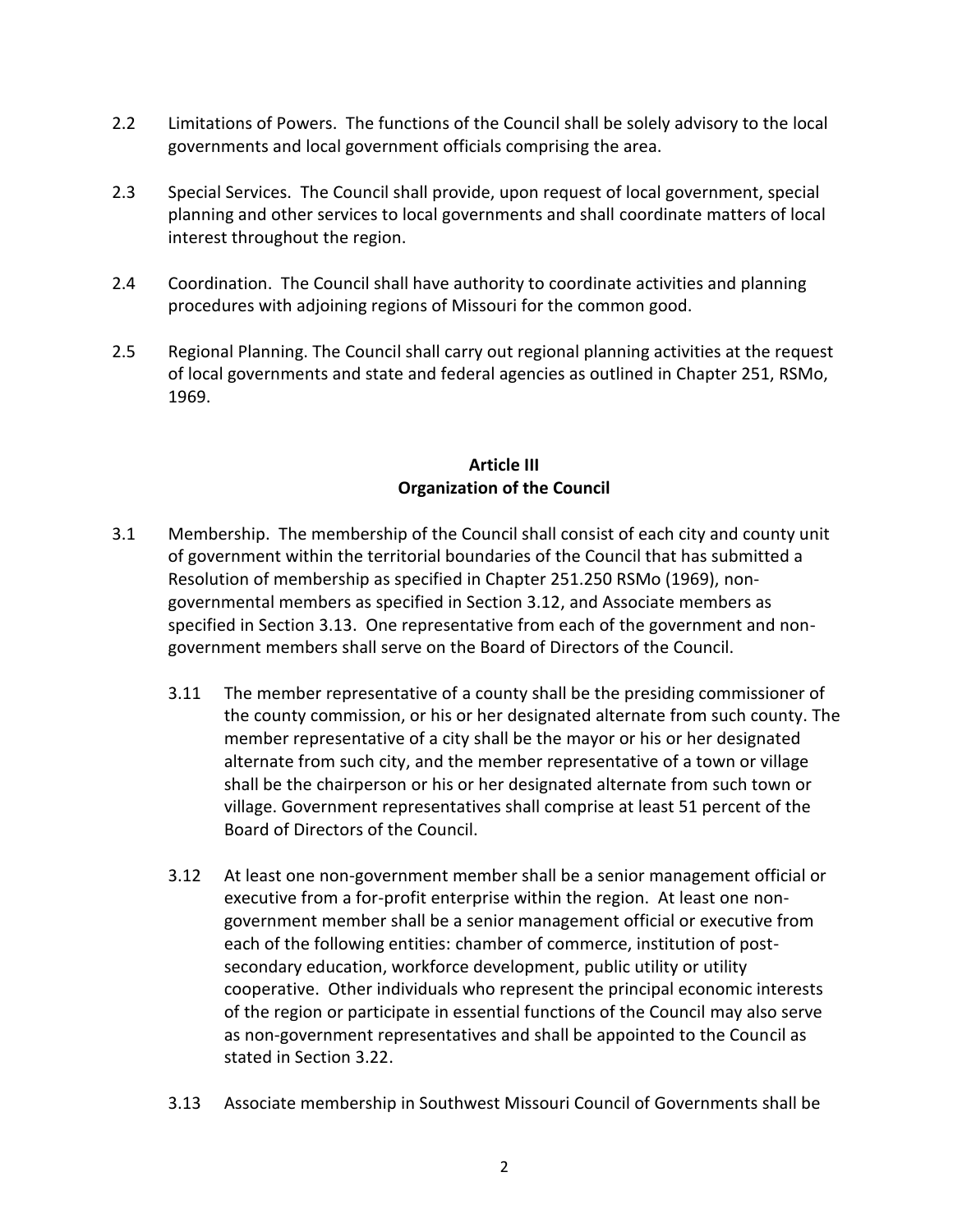2.2 Limitations of Powers. The functions of the Council shall be solely advisory to the local governments and local government officials comprising the area.

2.3 Special Services. The Council shall provide, upon request of local government, special planning and other services to local governments and shall coordinate matters of local interest throughout the region.

2.4 Coordination. The Council shall have authority to coordinate activities and planning procedures with adjoining regions of Missouri for the common good.

2.5 Regional Planning. The Council shall carry out regional planning activities at the request of local governments and state and federal agencies as outlined in Chapter 251, RSMo, 1969.

## Article III
## Organization of the Council

3.1 Membership. The membership of the Council shall consist of each city and county unit of government within the territorial boundaries of the Council that has submitted a Resolution of membership as specified in Chapter 251.250 RSMo (1969), non-governmental members as specified in Section 3.12, and Associate members as specified in Section 3.13. One representative from each of the government and non-government members shall serve on the Board of Directors of the Council.

3.11 The member representative of a county shall be the presiding commissioner of the county commission, or his or her designated alternate from such county. The member representative of a city shall be the mayor or his or her designated alternate from such city, and the member representative of a town or village shall be the chairperson or his or her designated alternate from such town or village. Government representatives shall comprise at least 51 percent of the Board of Directors of the Council.

3.12 At least one non-government member shall be a senior management official or executive from a for-profit enterprise within the region. At least one non-government member shall be a senior management official or executive from each of the following entities: chamber of commerce, institution of post-secondary education, workforce development, public utility or utility cooperative. Other individuals who represent the principal economic interests of the region or participate in essential functions of the Council may also serve as non-government representatives and shall be appointed to the Council as stated in Section 3.22.

3.13 Associate membership in Southwest Missouri Council of Governments shall be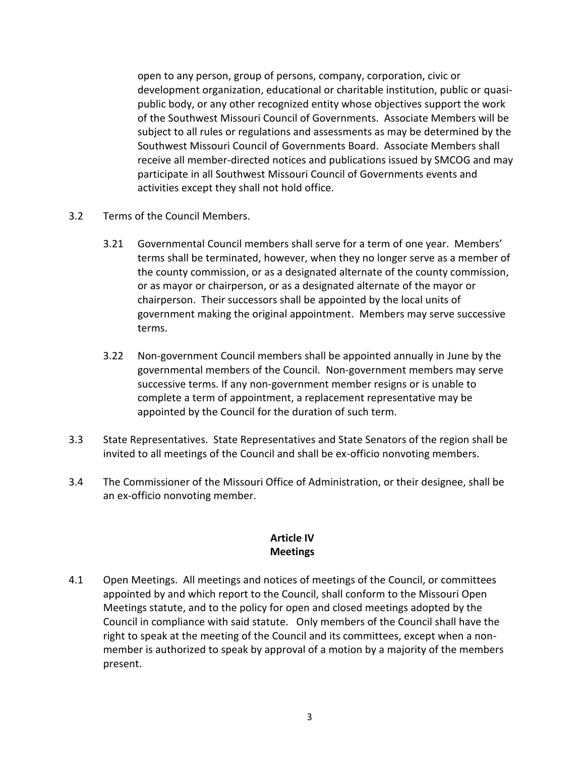open to any person, group of persons, company, corporation, civic or development organization, educational or charitable institution, public or quasi-public body, or any other recognized entity whose objectives support the work of the Southwest Missouri Council of Governments. Associate Members will be subject to all rules or regulations and assessments as may be determined by the Southwest Missouri Council of Governments Board. Associate Members shall receive all member-directed notices and publications issued by SMCOG and may participate in all Southwest Missouri Council of Governments events and activities except they shall not hold office.

3.2 Terms of the Council Members.

3.21 Governmental Council members shall serve for a term of one year. Members' terms shall be terminated, however, when they no longer serve as a member of the county commission, or as a designated alternate of the county commission, or as mayor or chairperson, or as a designated alternate of the mayor or chairperson. Their successors shall be appointed by the local units of government making the original appointment. Members may serve successive terms.

3.22 Non-government Council members shall be appointed annually in June by the governmental members of the Council. Non-government members may serve successive terms. If any non-government member resigns or is unable to complete a term of appointment, a replacement representative may be appointed by the Council for the duration of such term.

3.3 State Representatives. State Representatives and State Senators of the region shall be invited to all meetings of the Council and shall be ex-officio nonvoting members.

3.4 The Commissioner of the Missouri Office of Administration, or their designee, shall be an ex-officio nonvoting member.

## Article IV
## Meetings

4.1 Open Meetings. All meetings and notices of meetings of the Council, or committees appointed by and which report to the Council, shall conform to the Missouri Open Meetings statute, and to the policy for open and closed meetings adopted by the Council in compliance with said statute. Only members of the Council shall have the right to speak at the meeting of the Council and its committees, except when a non-member is authorized to speak by approval of a motion by a majority of the members present.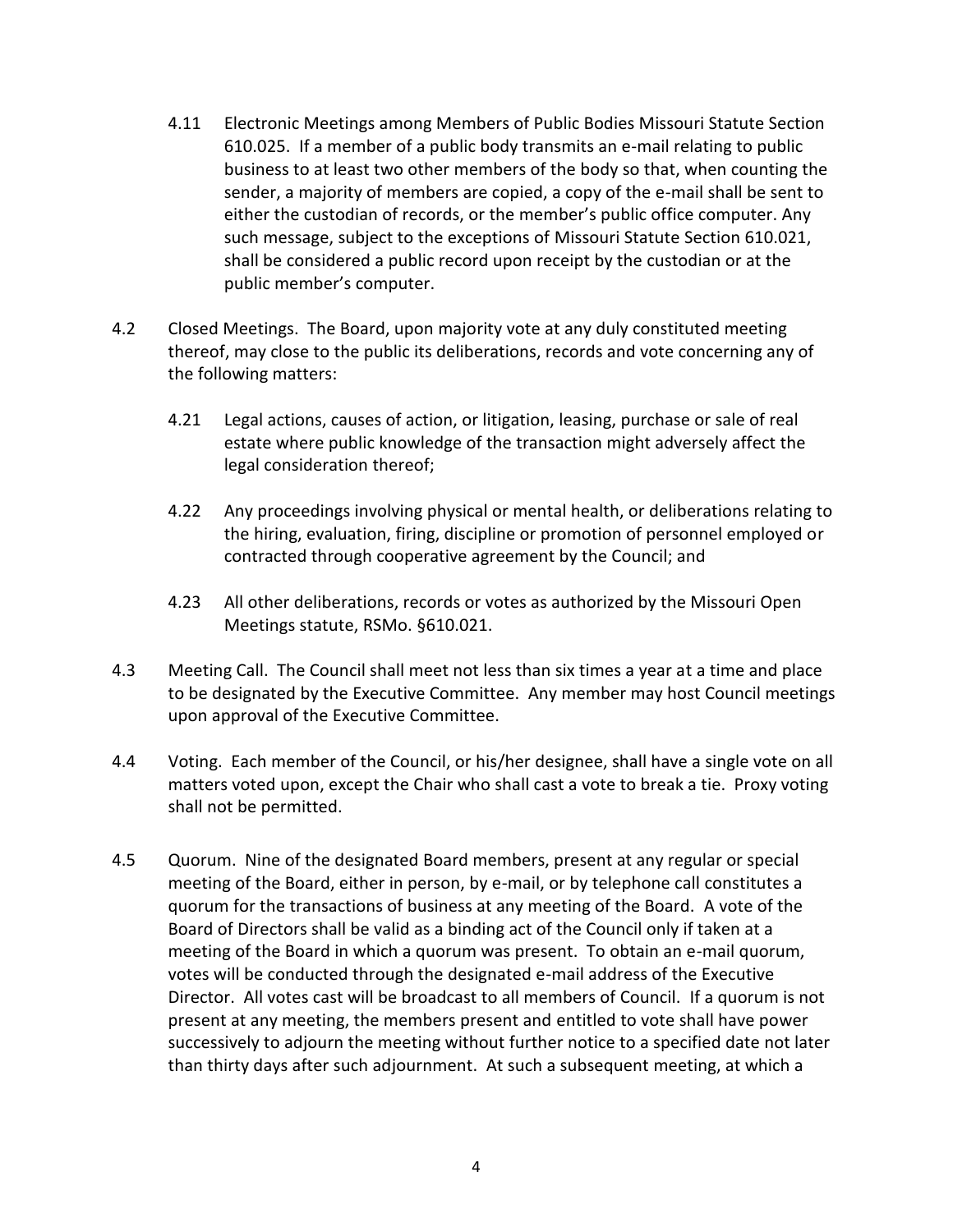4.11 Electronic Meetings among Members of Public Bodies Missouri Statute Section 610.025. If a member of a public body transmits an e-mail relating to public business to at least two other members of the body so that, when counting the sender, a majority of members are copied, a copy of the e-mail shall be sent to either the custodian of records, or the member's public office computer. Any such message, subject to the exceptions of Missouri Statute Section 610.021, shall be considered a public record upon receipt by the custodian or at the public member's computer.

4.2 Closed Meetings. The Board, upon majority vote at any duly constituted meeting thereof, may close to the public its deliberations, records and vote concerning any of the following matters:

4.21 Legal actions, causes of action, or litigation, leasing, purchase or sale of real estate where public knowledge of the transaction might adversely affect the legal consideration thereof;

4.22 Any proceedings involving physical or mental health, or deliberations relating to the hiring, evaluation, firing, discipline or promotion of personnel employed or contracted through cooperative agreement by the Council; and

4.23 All other deliberations, records or votes as authorized by the Missouri Open Meetings statute, RSMo. §610.021.

4.3 Meeting Call. The Council shall meet not less than six times a year at a time and place to be designated by the Executive Committee. Any member may host Council meetings upon approval of the Executive Committee.

4.4 Voting. Each member of the Council, or his/her designee, shall have a single vote on all matters voted upon, except the Chair who shall cast a vote to break a tie. Proxy voting shall not be permitted.

4.5 Quorum. Nine of the designated Board members, present at any regular or special meeting of the Board, either in person, by e-mail, or by telephone call constitutes a quorum for the transactions of business at any meeting of the Board. A vote of the Board of Directors shall be valid as a binding act of the Council only if taken at a meeting of the Board in which a quorum was present. To obtain an e-mail quorum, votes will be conducted through the designated e-mail address of the Executive Director. All votes cast will be broadcast to all members of Council. If a quorum is not present at any meeting, the members present and entitled to vote shall have power successively to adjourn the meeting without further notice to a specified date not later than thirty days after such adjournment. At such a subsequent meeting, at which a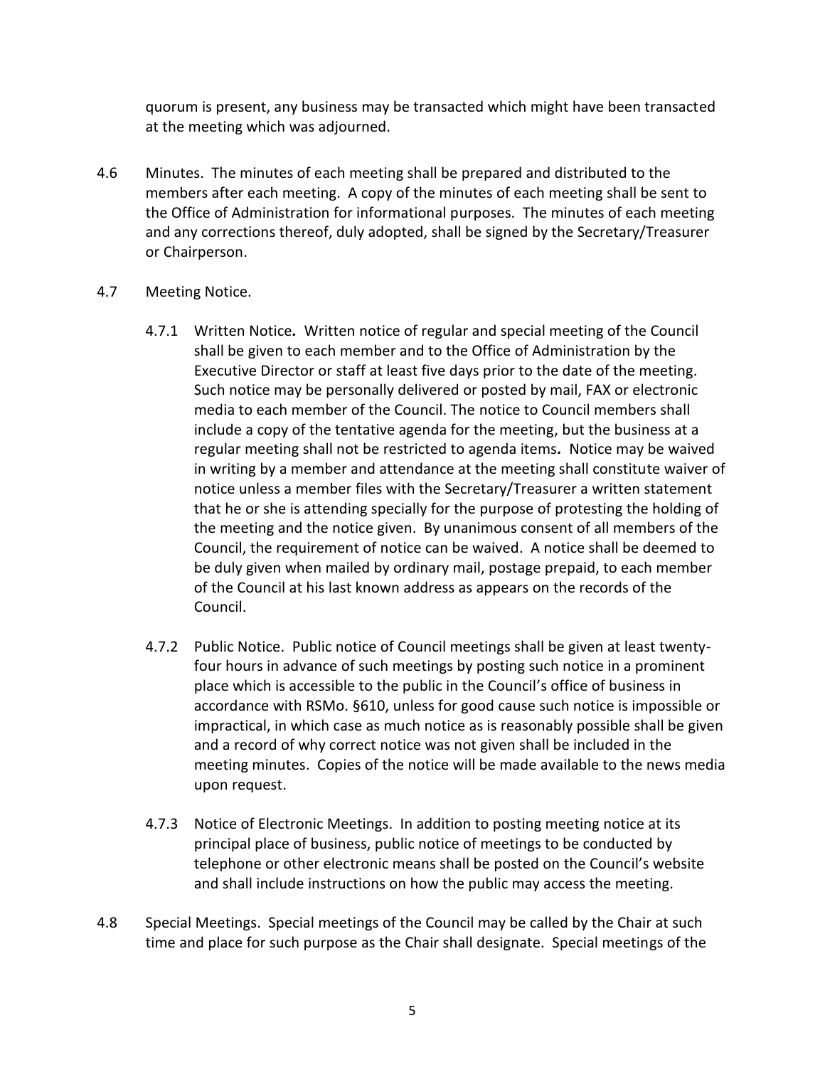quorum is present, any business may be transacted which might have been transacted at the meeting which was adjourned.

4.6 Minutes. The minutes of each meeting shall be prepared and distributed to the members after each meeting. A copy of the minutes of each meeting shall be sent to the Office of Administration for informational purposes. The minutes of each meeting and any corrections thereof, duly adopted, shall be signed by the Secretary/Treasurer or Chairperson.

4.7 Meeting Notice.

4.7.1 Written Notice*.* Written notice of regular and special meeting of the Council shall be given to each member and to the Office of Administration by the Executive Director or staff at least five days prior to the date of the meeting. Such notice may be personally delivered or posted by mail, FAX or electronic media to each member of the Council. The notice to Council members shall include a copy of the tentative agenda for the meeting, but the business at a regular meeting shall not be restricted to agenda items**.** Notice may be waived in writing by a member and attendance at the meeting shall constitute waiver of notice unless a member files with the Secretary/Treasurer a written statement that he or she is attending specially for the purpose of protesting the holding of the meeting and the notice given. By unanimous consent of all members of the Council, the requirement of notice can be waived. A notice shall be deemed to be duly given when mailed by ordinary mail, postage prepaid, to each member of the Council at his last known address as appears on the records of the Council.

4.7.2 Public Notice. Public notice of Council meetings shall be given at least twenty-four hours in advance of such meetings by posting such notice in a prominent place which is accessible to the public in the Council's office of business in accordance with RSMo. §610, unless for good cause such notice is impossible or impractical, in which case as much notice as is reasonably possible shall be given and a record of why correct notice was not given shall be included in the meeting minutes. Copies of the notice will be made available to the news media upon request.

4.7.3 Notice of Electronic Meetings. In addition to posting meeting notice at its principal place of business, public notice of meetings to be conducted by telephone or other electronic means shall be posted on the Council's website and shall include instructions on how the public may access the meeting.

4.8 Special Meetings. Special meetings of the Council may be called by the Chair at such time and place for such purpose as the Chair shall designate. Special meetings of the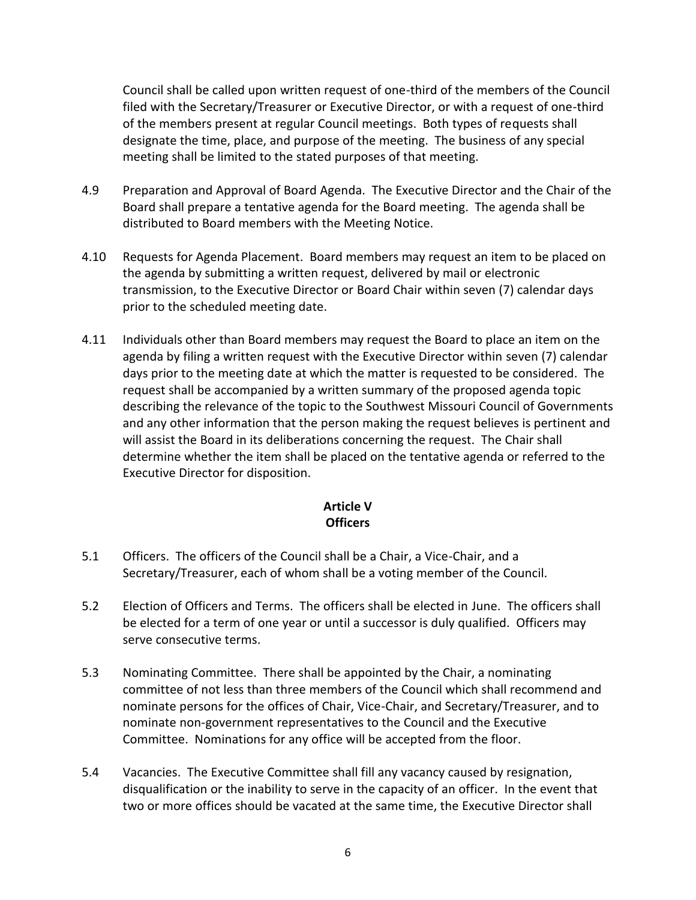Council shall be called upon written request of one-third of the members of the Council filed with the Secretary/Treasurer or Executive Director, or with a request of one-third of the members present at regular Council meetings. Both types of requests shall designate the time, place, and purpose of the meeting. The business of any special meeting shall be limited to the stated purposes of that meeting.

4.9 Preparation and Approval of Board Agenda. The Executive Director and the Chair of the Board shall prepare a tentative agenda for the Board meeting. The agenda shall be distributed to Board members with the Meeting Notice.

4.10 Requests for Agenda Placement. Board members may request an item to be placed on the agenda by submitting a written request, delivered by mail or electronic transmission, to the Executive Director or Board Chair within seven (7) calendar days prior to the scheduled meeting date.

4.11 Individuals other than Board members may request the Board to place an item on the agenda by filing a written request with the Executive Director within seven (7) calendar days prior to the meeting date at which the matter is requested to be considered. The request shall be accompanied by a written summary of the proposed agenda topic describing the relevance of the topic to the Southwest Missouri Council of Governments and any other information that the person making the request believes is pertinent and will assist the Board in its deliberations concerning the request. The Chair shall determine whether the item shall be placed on the tentative agenda or referred to the Executive Director for disposition.

## Article V
## Officers

5.1 Officers. The officers of the Council shall be a Chair, a Vice-Chair, and a Secretary/Treasurer, each of whom shall be a voting member of the Council.

5.2 Election of Officers and Terms. The officers shall be elected in June. The officers shall be elected for a term of one year or until a successor is duly qualified. Officers may serve consecutive terms.

5.3 Nominating Committee. There shall be appointed by the Chair, a nominating committee of not less than three members of the Council which shall recommend and nominate persons for the offices of Chair, Vice-Chair, and Secretary/Treasurer, and to nominate non-government representatives to the Council and the Executive Committee. Nominations for any office will be accepted from the floor.

5.4 Vacancies. The Executive Committee shall fill any vacancy caused by resignation, disqualification or the inability to serve in the capacity of an officer. In the event that two or more offices should be vacated at the same time, the Executive Director shall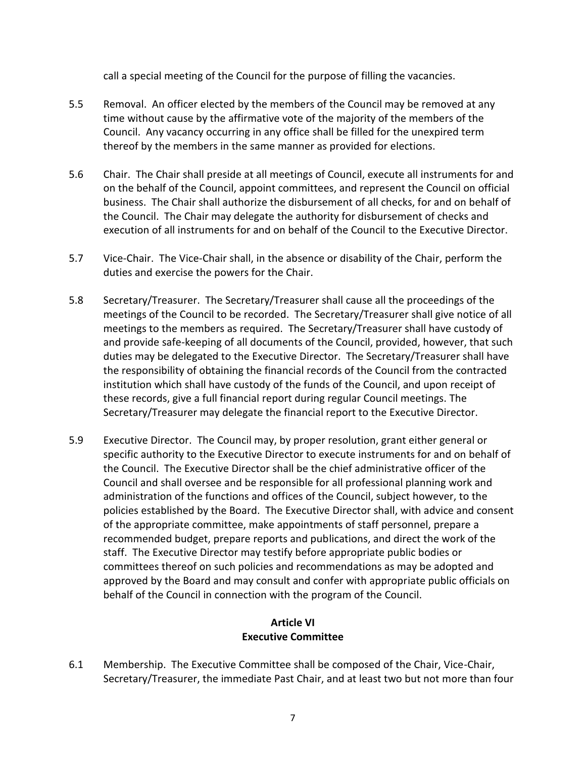call a special meeting of the Council for the purpose of filling the vacancies.

5.5 Removal. An officer elected by the members of the Council may be removed at any time without cause by the affirmative vote of the majority of the members of the Council. Any vacancy occurring in any office shall be filled for the unexpired term thereof by the members in the same manner as provided for elections.

5.6 Chair. The Chair shall preside at all meetings of Council, execute all instruments for and on the behalf of the Council, appoint committees, and represent the Council on official business. The Chair shall authorize the disbursement of all checks, for and on behalf of the Council. The Chair may delegate the authority for disbursement of checks and execution of all instruments for and on behalf of the Council to the Executive Director.

5.7 Vice-Chair. The Vice-Chair shall, in the absence or disability of the Chair, perform the duties and exercise the powers for the Chair.

5.8 Secretary/Treasurer. The Secretary/Treasurer shall cause all the proceedings of the meetings of the Council to be recorded. The Secretary/Treasurer shall give notice of all meetings to the members as required. The Secretary/Treasurer shall have custody of and provide safe-keeping of all documents of the Council, provided, however, that such duties may be delegated to the Executive Director. The Secretary/Treasurer shall have the responsibility of obtaining the financial records of the Council from the contracted institution which shall have custody of the funds of the Council, and upon receipt of these records, give a full financial report during regular Council meetings. The Secretary/Treasurer may delegate the financial report to the Executive Director.

5.9 Executive Director. The Council may, by proper resolution, grant either general or specific authority to the Executive Director to execute instruments for and on behalf of the Council. The Executive Director shall be the chief administrative officer of the Council and shall oversee and be responsible for all professional planning work and administration of the functions and offices of the Council, subject however, to the policies established by the Board. The Executive Director shall, with advice and consent of the appropriate committee, make appointments of staff personnel, prepare a recommended budget, prepare reports and publications, and direct the work of the staff. The Executive Director may testify before appropriate public bodies or committees thereof on such policies and recommendations as may be adopted and approved by the Board and may consult and confer with appropriate public officials on behalf of the Council in connection with the program of the Council.

## Article VI
## Executive Committee

6.1 Membership. The Executive Committee shall be composed of the Chair, Vice-Chair, Secretary/Treasurer, the immediate Past Chair, and at least two but not more than four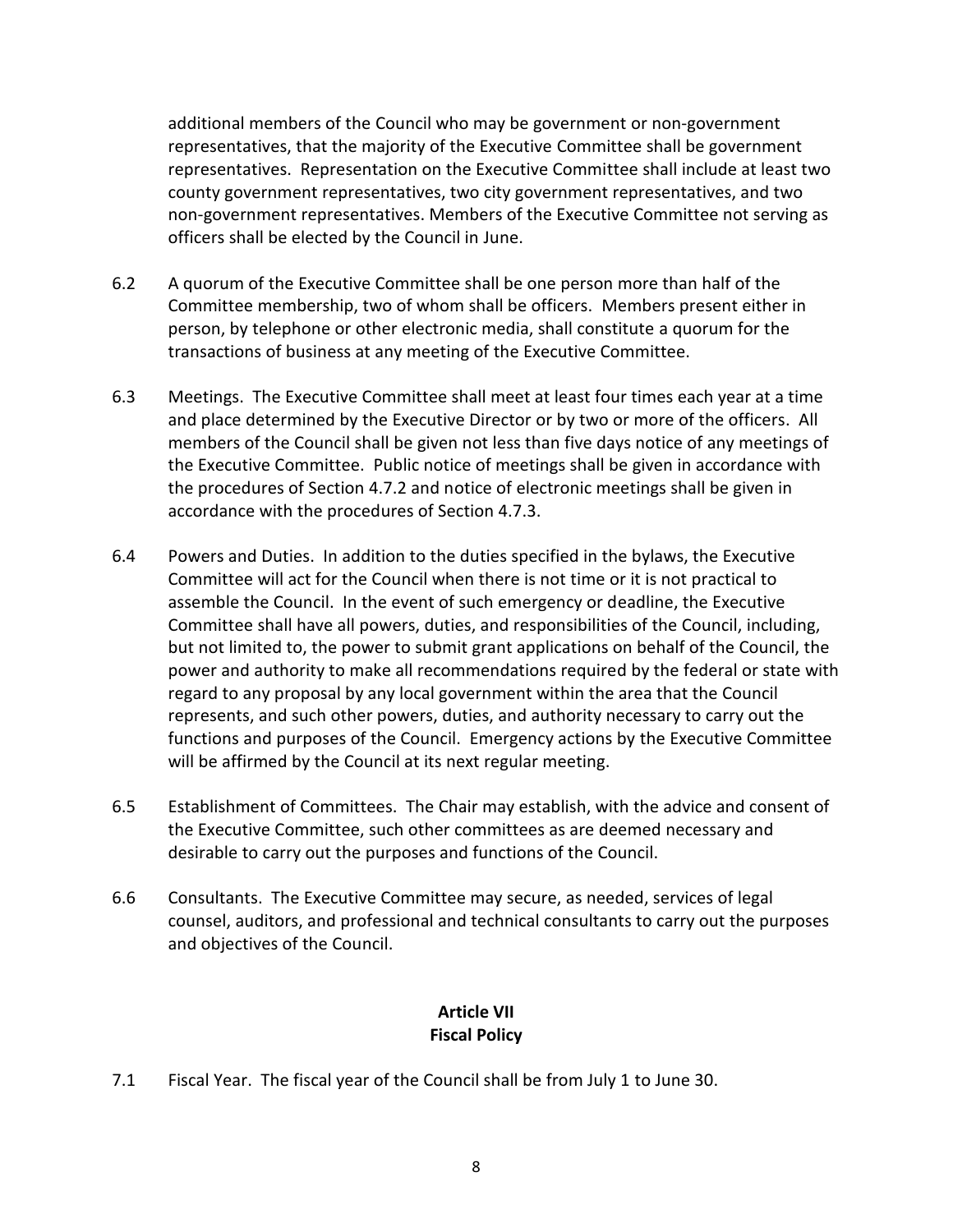additional members of the Council who may be government or non-government representatives, that the majority of the Executive Committee shall be government representatives. Representation on the Executive Committee shall include at least two county government representatives, two city government representatives, and two non-government representatives. Members of the Executive Committee not serving as officers shall be elected by the Council in June.

6.2 A quorum of the Executive Committee shall be one person more than half of the Committee membership, two of whom shall be officers. Members present either in person, by telephone or other electronic media, shall constitute a quorum for the transactions of business at any meeting of the Executive Committee.

6.3 Meetings. The Executive Committee shall meet at least four times each year at a time and place determined by the Executive Director or by two or more of the officers. All members of the Council shall be given not less than five days notice of any meetings of the Executive Committee. Public notice of meetings shall be given in accordance with the procedures of Section 4.7.2 and notice of electronic meetings shall be given in accordance with the procedures of Section 4.7.3.

6.4 Powers and Duties. In addition to the duties specified in the bylaws, the Executive Committee will act for the Council when there is not time or it is not practical to assemble the Council. In the event of such emergency or deadline, the Executive Committee shall have all powers, duties, and responsibilities of the Council, including, but not limited to, the power to submit grant applications on behalf of the Council, the power and authority to make all recommendations required by the federal or state with regard to any proposal by any local government within the area that the Council represents, and such other powers, duties, and authority necessary to carry out the functions and purposes of the Council. Emergency actions by the Executive Committee will be affirmed by the Council at its next regular meeting.

6.5 Establishment of Committees. The Chair may establish, with the advice and consent of the Executive Committee, such other committees as are deemed necessary and desirable to carry out the purposes and functions of the Council.

6.6 Consultants. The Executive Committee may secure, as needed, services of legal counsel, auditors, and professional and technical consultants to carry out the purposes and objectives of the Council.

## Article VII
## Fiscal Policy

7.1 Fiscal Year. The fiscal year of the Council shall be from July 1 to June 30.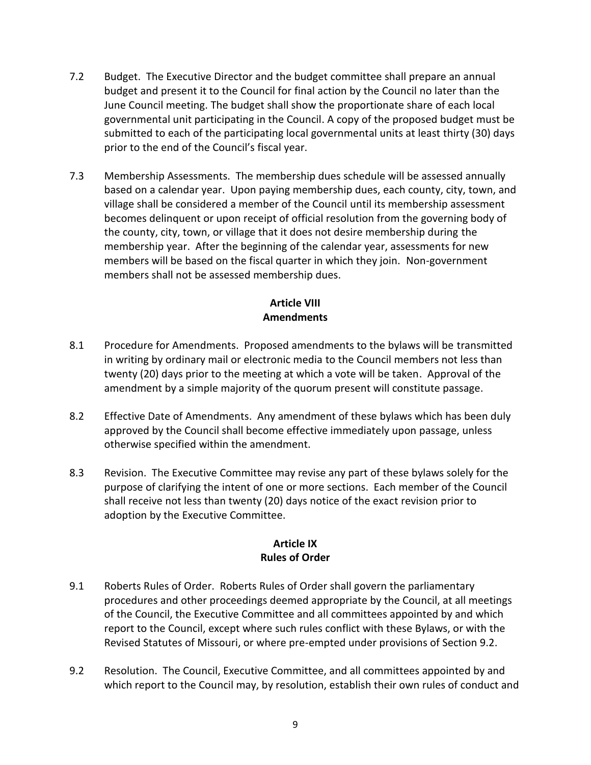7.2 Budget. The Executive Director and the budget committee shall prepare an annual budget and present it to the Council for final action by the Council no later than the June Council meeting. The budget shall show the proportionate share of each local governmental unit participating in the Council. A copy of the proposed budget must be submitted to each of the participating local governmental units at least thirty (30) days prior to the end of the Council's fiscal year.

7.3 Membership Assessments. The membership dues schedule will be assessed annually based on a calendar year. Upon paying membership dues, each county, city, town, and village shall be considered a member of the Council until its membership assessment becomes delinquent or upon receipt of official resolution from the governing body of the county, city, town, or village that it does not desire membership during the membership year. After the beginning of the calendar year, assessments for new members will be based on the fiscal quarter in which they join. Non-government members shall not be assessed membership dues.

## Article VIII
## Amendments

8.1 Procedure for Amendments. Proposed amendments to the bylaws will be transmitted in writing by ordinary mail or electronic media to the Council members not less than twenty (20) days prior to the meeting at which a vote will be taken. Approval of the amendment by a simple majority of the quorum present will constitute passage.

8.2 Effective Date of Amendments. Any amendment of these bylaws which has been duly approved by the Council shall become effective immediately upon passage, unless otherwise specified within the amendment.

8.3 Revision. The Executive Committee may revise any part of these bylaws solely for the purpose of clarifying the intent of one or more sections. Each member of the Council shall receive not less than twenty (20) days notice of the exact revision prior to adoption by the Executive Committee.

## Article IX
## Rules of Order

9.1 Roberts Rules of Order. Roberts Rules of Order shall govern the parliamentary procedures and other proceedings deemed appropriate by the Council, at all meetings of the Council, the Executive Committee and all committees appointed by and which report to the Council, except where such rules conflict with these Bylaws, or with the Revised Statutes of Missouri, or where pre-empted under provisions of Section 9.2.

9.2 Resolution. The Council, Executive Committee, and all committees appointed by and which report to the Council may, by resolution, establish their own rules of conduct and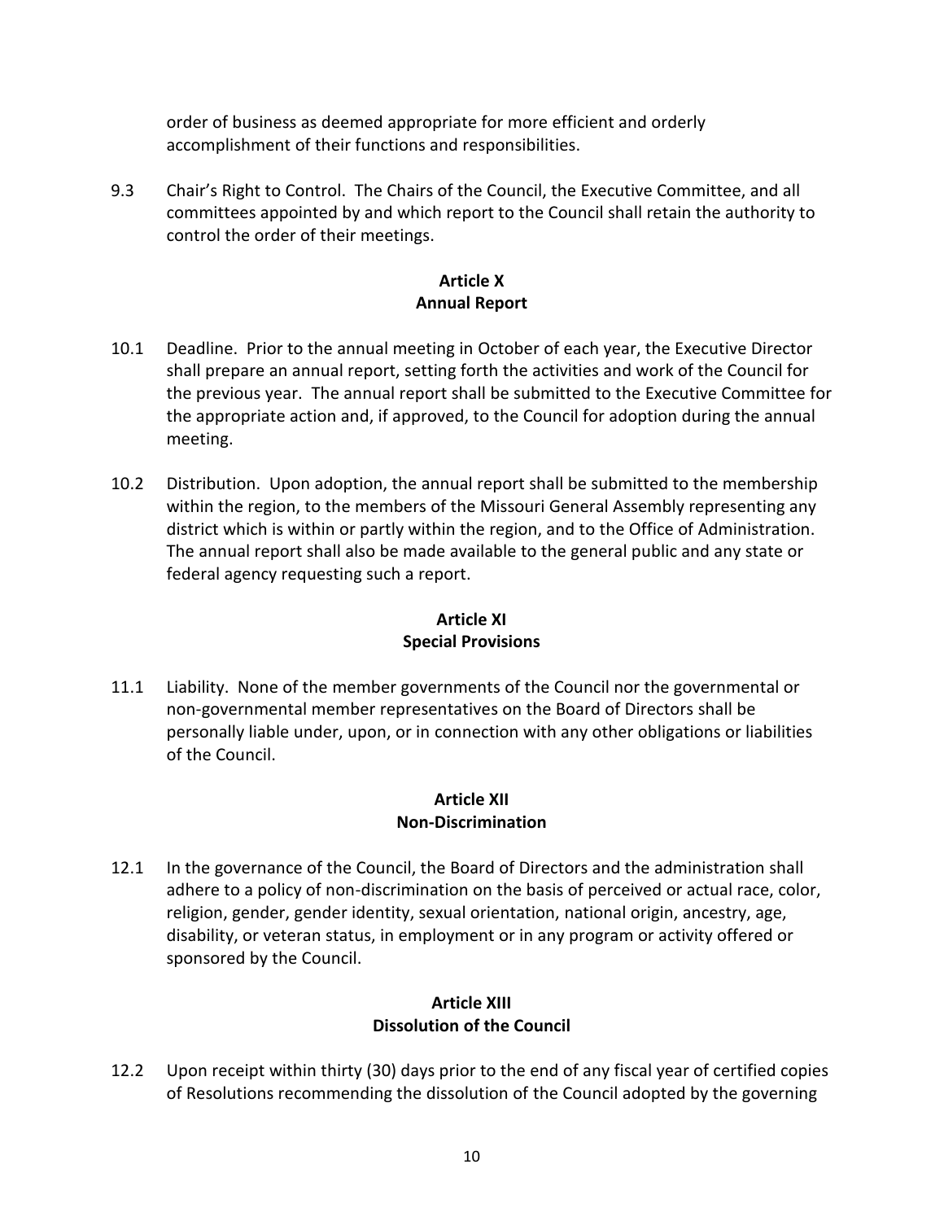order of business as deemed appropriate for more efficient and orderly accomplishment of their functions and responsibilities.

9.3 Chair's Right to Control. The Chairs of the Council, the Executive Committee, and all committees appointed by and which report to the Council shall retain the authority to control the order of their meetings.

## Article X
## Annual Report

10.1 Deadline. Prior to the annual meeting in October of each year, the Executive Director shall prepare an annual report, setting forth the activities and work of the Council for the previous year. The annual report shall be submitted to the Executive Committee for the appropriate action and, if approved, to the Council for adoption during the annual meeting.

10.2 Distribution. Upon adoption, the annual report shall be submitted to the membership within the region, to the members of the Missouri General Assembly representing any district which is within or partly within the region, and to the Office of Administration. The annual report shall also be made available to the general public and any state or federal agency requesting such a report.

## Article XI
## Special Provisions

11.1 Liability. None of the member governments of the Council nor the governmental or non-governmental member representatives on the Board of Directors shall be personally liable under, upon, or in connection with any other obligations or liabilities of the Council.

## Article XII
## Non-Discrimination

12.1 In the governance of the Council, the Board of Directors and the administration shall adhere to a policy of non-discrimination on the basis of perceived or actual race, color, religion, gender, gender identity, sexual orientation, national origin, ancestry, age, disability, or veteran status, in employment or in any program or activity offered or sponsored by the Council.

## Article XIII
## Dissolution of the Council

12.2 Upon receipt within thirty (30) days prior to the end of any fiscal year of certified copies of Resolutions recommending the dissolution of the Council adopted by the governing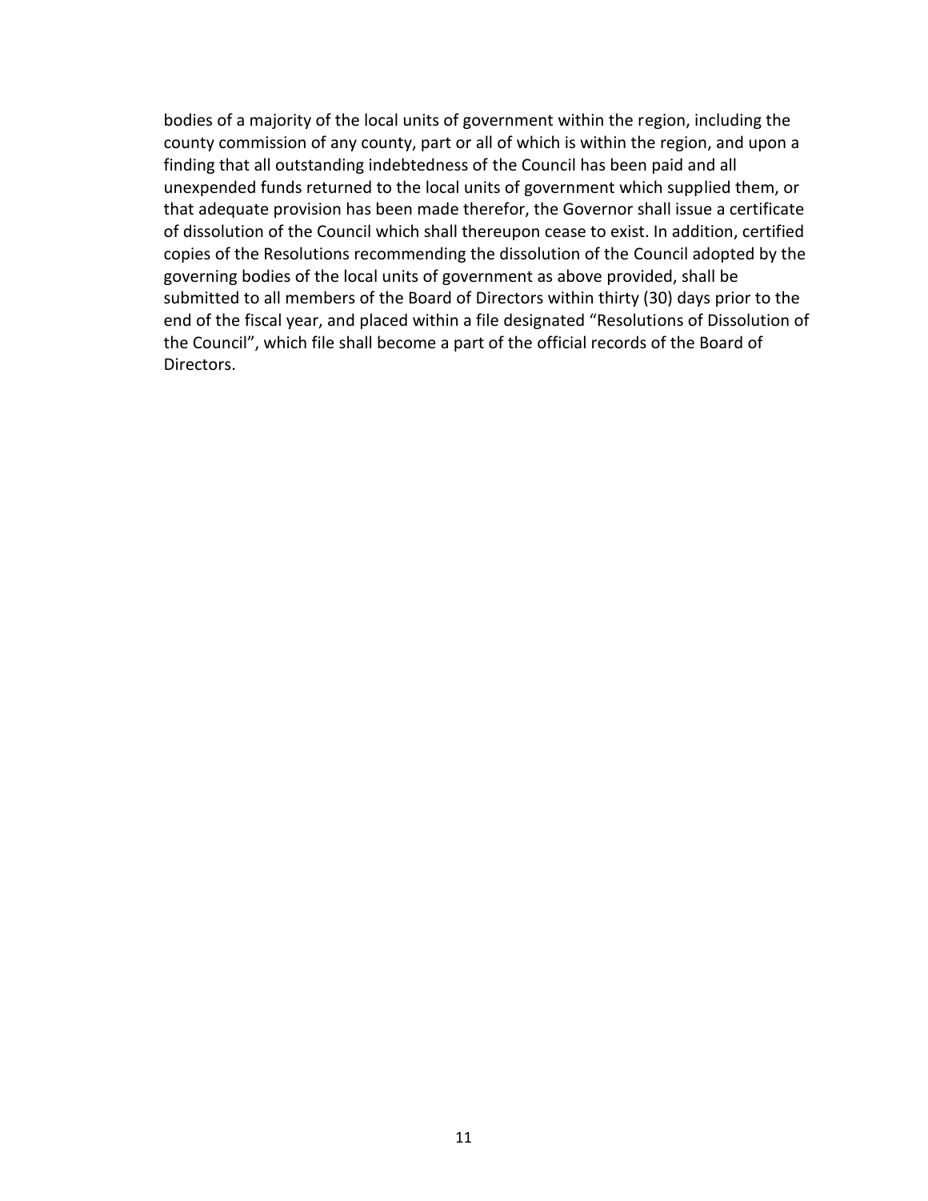bodies of a majority of the local units of government within the region, including the county commission of any county, part or all of which is within the region, and upon a finding that all outstanding indebtedness of the Council has been paid and all unexpended funds returned to the local units of government which supplied them, or that adequate provision has been made therefor, the Governor shall issue a certificate of dissolution of the Council which shall thereupon cease to exist. In addition, certified copies of the Resolutions recommending the dissolution of the Council adopted by the governing bodies of the local units of government as above provided, shall be submitted to all members of the Board of Directors within thirty (30) days prior to the end of the fiscal year, and placed within a file designated "Resolutions of Dissolution of the Council", which file shall become a part of the official records of the Board of Directors.